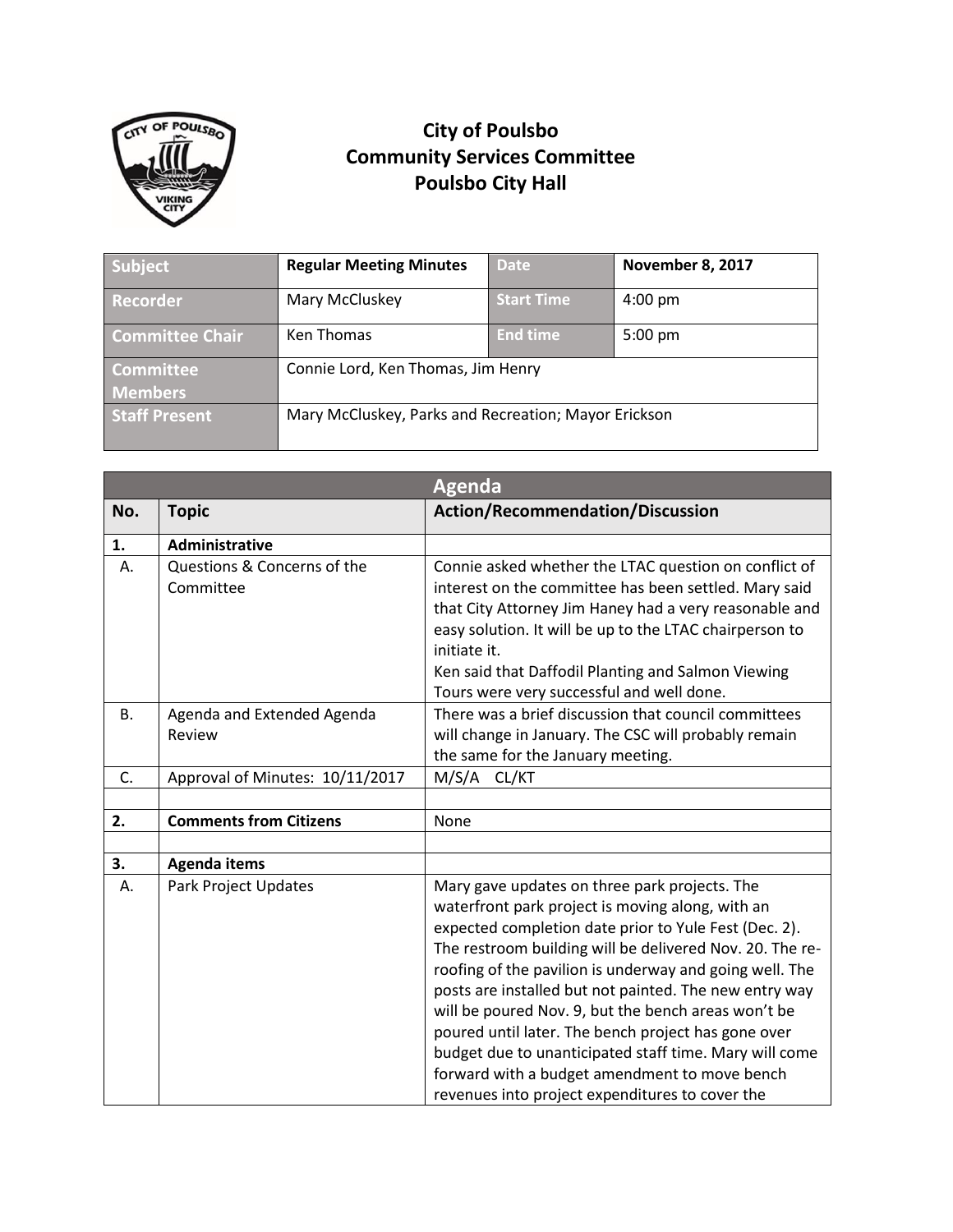# City of Poulsbo
## Community Services Committee
## Poulsbo City Hall

| Subject | Regular Meeting Minutes | Date | November 8, 2017 |
|---|---|---|---|
| Recorder | Mary McCluskey | Start Time | 4:00 pm |
| Committee Chair | Ken Thomas | End time | 5:00 pm |
| Committee Members | Connie Lord, Ken Thomas, Jim Henry | | |
| Staff Present | Mary McCluskey, Parks and Recreation; Mayor Erickson | | |

| Agenda | | |
|---|---|---|
| **No.** | **Topic** | **Action/Recommendation/Discussion** |
| **1.** | **Administrative** | |
| A. | Questions & Concerns of the Committee | Connie asked whether the LTAC question on conflict of interest on the committee has been settled. Mary said that City Attorney Jim Haney had a very reasonable and easy solution. It will be up to the LTAC chairperson to initiate it. Ken said that Daffodil Planting and Salmon Viewing Tours were very successful and well done. |
| B. | Agenda and Extended Agenda Review | There was a brief discussion that council committees will change in January. The CSC will probably remain the same for the January meeting. |
| C. | Approval of Minutes: 10/11/2017 | M/S/A CL/KT |
| | | |
| **2.** | **Comments from Citizens** | None |
| | | |
| **3.** | **Agenda items** | |
| A. | Park Project Updates | Mary gave updates on three park projects. The waterfront park project is moving along, with an expected completion date prior to Yule Fest (Dec. 2). The restroom building will be delivered Nov. 20. The re-roofing of the pavilion is underway and going well. The posts are installed but not painted. The new entry way will be poured Nov. 9, but the bench areas won't be poured until later. The bench project has gone over budget due to unanticipated staff time. Mary will come forward with a budget amendment to move bench revenues into project expenditures to cover the |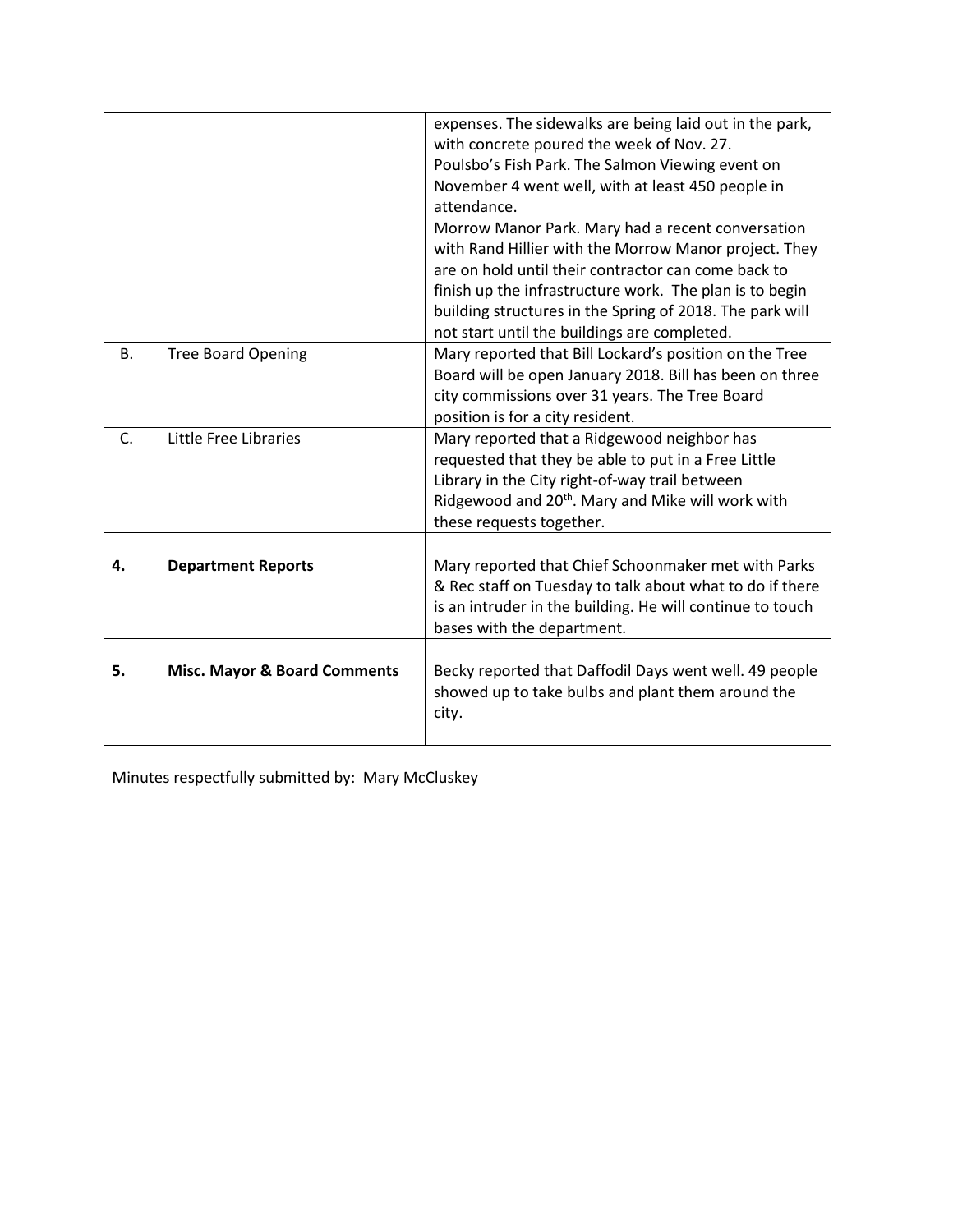| | | |
|---|---|---|
| | | expenses. The sidewalks are being laid out in the park, with concrete poured the week of Nov. 27.<br>Poulsbo's Fish Park. The Salmon Viewing event on November 4 went well, with at least 450 people in attendance.<br>Morrow Manor Park. Mary had a recent conversation with Rand Hillier with the Morrow Manor project. They are on hold until their contractor can come back to finish up the infrastructure work. The plan is to begin building structures in the Spring of 2018. The park will not start until the buildings are completed. |
| B. | Tree Board Opening | Mary reported that Bill Lockard's position on the Tree Board will be open January 2018. Bill has been on three city commissions over 31 years. The Tree Board position is for a city resident. |
| C. | Little Free Libraries | Mary reported that a Ridgewood neighbor has requested that they be able to put in a Free Little Library in the City right-of-way trail between Ridgewood and 20th. Mary and Mike will work with these requests together. |
| | | |
| **4.** | **Department Reports** | Mary reported that Chief Schoonmaker met with Parks & Rec staff on Tuesday to talk about what to do if there is an intruder in the building. He will continue to touch bases with the department. |
| | | |
| **5.** | **Misc. Mayor & Board Comments** | Becky reported that Daffodil Days went well. 49 people showed up to take bulbs and plant them around the city. |
| | | |

Minutes respectfully submitted by: Mary McCluskey